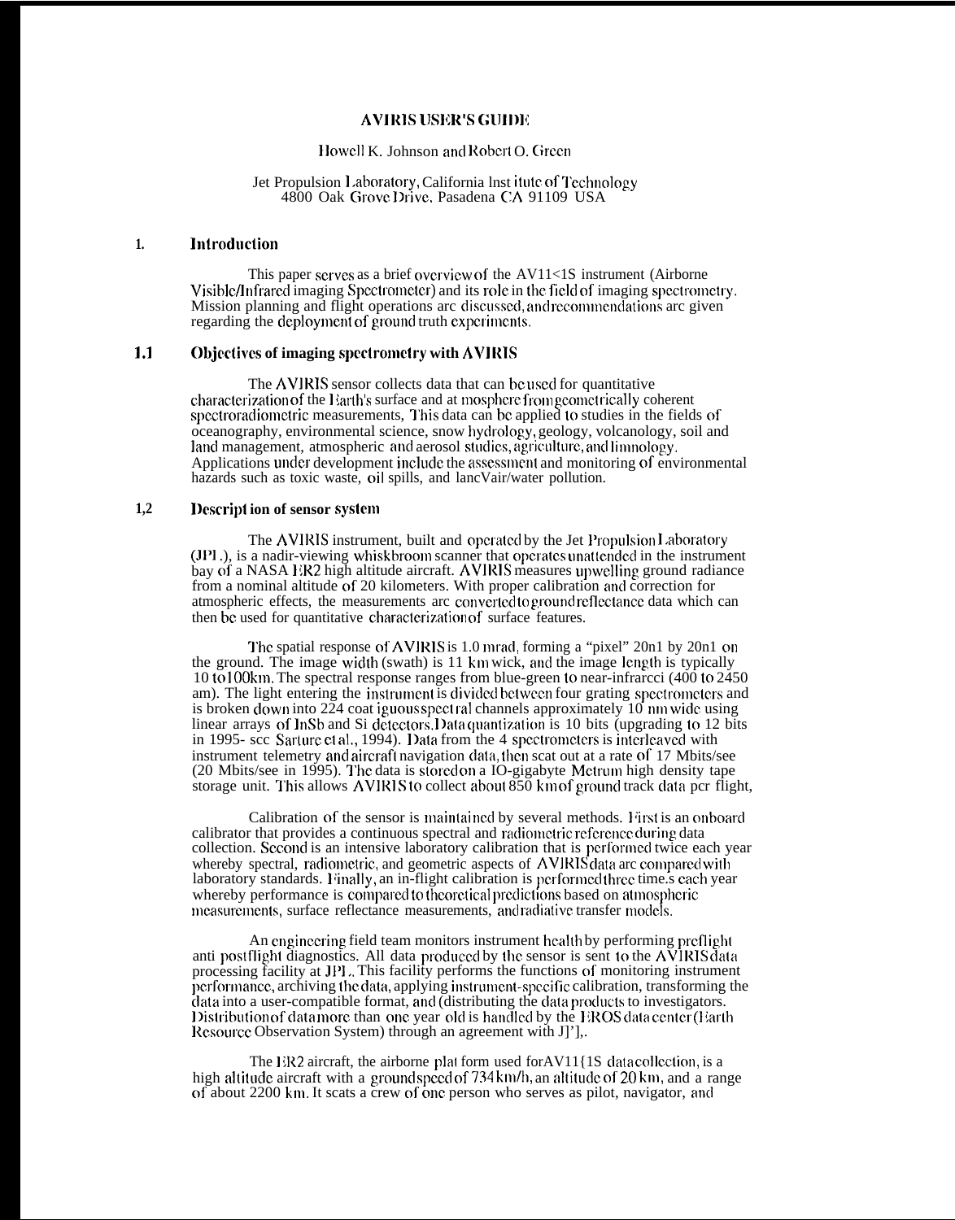# AVIRIS USER'S GUIDE

Howell K. Johnson and Robert O. Green

Jet Propulsion Laboratory, California Institute of Technology
4800 Oak Grove Drive, Pasadena CA 91109 USA

## 1. Introduction

This paper serves as a brief overview of the AVIRIS instrument (Airborne Visible/Infrared imaging Spectrometer) and its role in the field of imaging spectrometry. Mission planning and flight operations are discussed, and recommendations are given regarding the deployment of ground truth experiments.

### 1.1 Objectives of imaging spectrometry with AVIRIS

The AVIRIS sensor collects data that can be used for quantitative characterization of the Earth's surface and atmosphere from geometrically coherent spectroradiometric measurements. This data can be applied to studies in the fields of oceanography, environmental science, snow hydrology, geology, volcanology, soil and land management, atmospheric and aerosol studies, agriculture, and limnology. Applications under development include the assessment and monitoring of environmental hazards such as toxic waste, oil spills, and land/air/water pollution.

### 1.2 Description of sensor system

The AVIRIS instrument, built and operated by the Jet Propulsion Laboratory (JPL), is a nadir-viewing whiskbroom scanner that operates unattended in the instrument bay of a NASA ER2 high altitude aircraft. AVIRIS measures upwelling ground radiance from a nominal altitude of 20 kilometers. With proper calibration and correction for atmospheric effects, the measurements are converted to ground reflectance data which can then be used for quantitative characterization of surface features.

The spatial response of AVIRIS is 1.0 mrad, forming a "pixel" 20m by 20m on the ground. The image width (swath) is 11 km wide, and the image length is typically 10 to 100km. The spectral response ranges from blue-green to near-infrared (400 to 2450 nm). The light entering the instrument is divided between four grating spectrometers and is broken down into 224 contiguous spectral channels approximately 10 nm wide using linear arrays of InSb and Si detectors. Data quantization is 10 bits (upgrading to 12 bits in 1995- see Sarture et al., 1994). Data from the 4 spectrometers is interleaved with instrument telemetry and aircraft navigation data, then sent out at a rate of 17 Mbits/sec (20 Mbits/sec in 1995). The data is stored on a 10-gigabyte Metrum high density tape storage unit. This allows AVIRIS to collect about 850 km of ground track data per flight.

Calibration of the sensor is maintained by several methods. First is an onboard calibrator that provides a continuous spectral and radiometric reference during data collection. Second is an intensive laboratory calibration that is performed twice each year whereby spectral, radiometric, and geometric aspects of AVIRIS data are compared with laboratory standards. Finally, an in-flight calibration is performed three times each year whereby performance is compared to theoretical predictions based on atmospheric measurements, surface reflectance measurements, and radiative transfer models.

An engineering field team monitors instrument health by performing preflight and postflight diagnostics. All data produced by the sensor is sent to the AVIRIS data processing facility at JPL. This facility performs the functions of monitoring instrument performance, archiving the data, applying instrument-specific calibration, transforming the data into a user-compatible format, and distributing the data products to investigators. Distribution of data more than one year old is handled by the EROS data center (Earth Resource Observation System) through an agreement with JPL.

The ER2 aircraft, the airborne platform used for AVIRIS data collection, is a high altitude aircraft with a ground speed of 734 km/h, an altitude of 20 km, and a range of about 2200 km. It seats a crew of one person who serves as pilot, navigator, and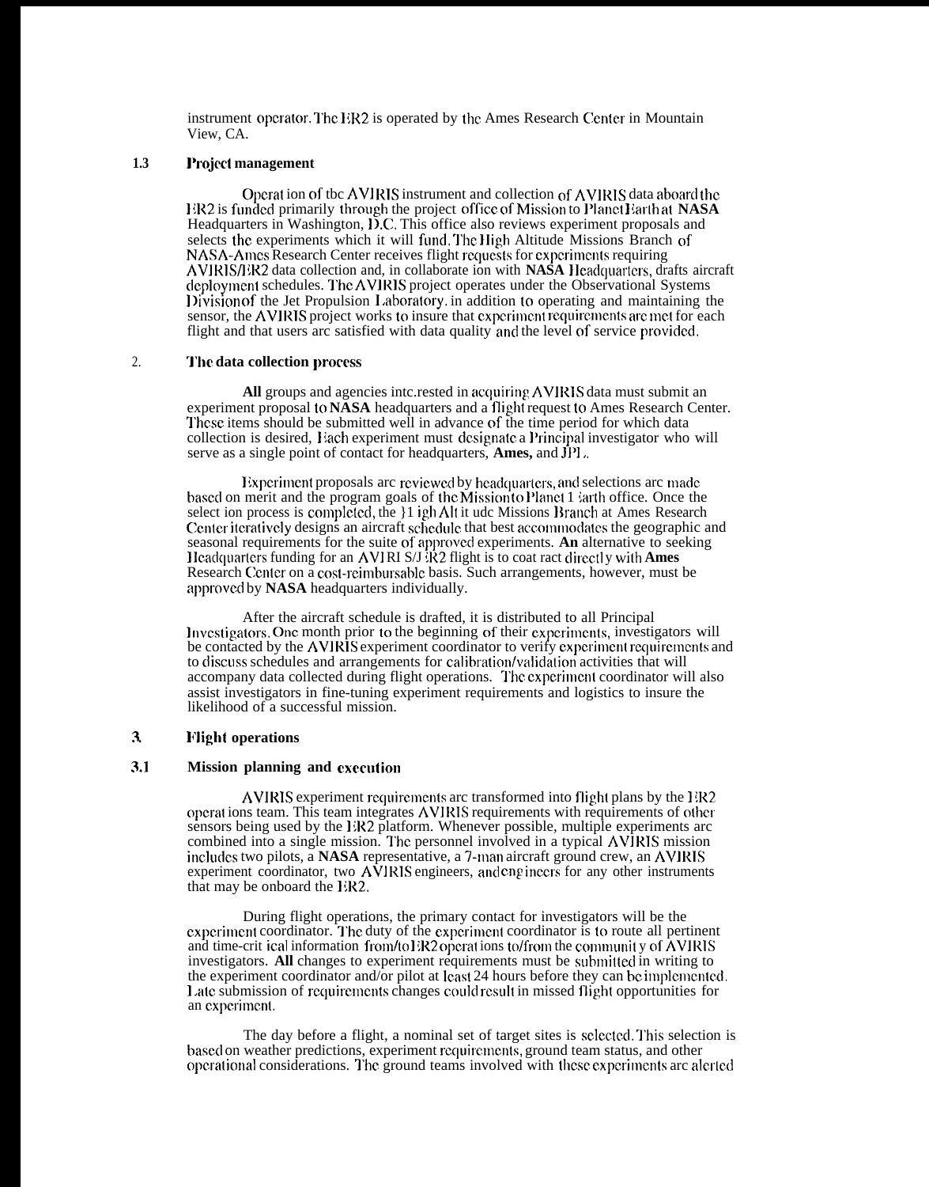instrument operator. The ER2 is operated by the Ames Research Center in Mountain View, CA.

### 1.3 Project management

Operation of the AVIRIS instrument and collection of AVIRIS data aboard the ER2 is funded primarily through the project office of Mission to Planet Earth at **NASA** Headquarters in Washington, D.C. This office also reviews experiment proposals and selects the experiments which it will fund. The High Altitude Missions Branch of NASA-Ames Research Center receives flight requests for experiments requiring AVIRIS/ER2 data collection and, in collaboration with **NASA** Headquarters, drafts aircraft deployment schedules. The AVIRIS project operates under the Observational Systems Division of the Jet Propulsion Laboratory. In addition to operating and maintaining the sensor, the AVIRIS project works to insure that experiment requirements are met for each flight and that users are satisfied with data quality and the level of service provided.

## 2. The data collection process

**All** groups and agencies interested in acquiring AVIRIS data must submit an experiment proposal to **NASA** headquarters and a flight request to Ames Research Center. These items should be submitted well in advance of the time period for which data collection is desired. Each experiment must designate a Principal investigator who will serve as a single point of contact for headquarters, **Ames,** and JPL.

Experiment proposals are reviewed by headquarters, and selections are made based on merit and the program goals of the Mission to Planet Earth office. Once the selection process is completed, the High Altitude Missions Branch at Ames Research Center iteratively designs an aircraft schedule that best accommodates the geographic and seasonal requirements for the suite of approved experiments. **An** alternative to seeking Headquarters funding for an AVIRIS/ER2 flight is to contract directly with **Ames** Research Center on a cost-reimbursable basis. Such arrangements, however, must be approved by **NASA** headquarters individually.

After the aircraft schedule is drafted, it is distributed to all Principal Investigators. One month prior to the beginning of their experiments, investigators will be contacted by the AVIRIS experiment coordinator to verify experiment requirements and to discuss schedules and arrangements for calibration/validation activities that will accompany data collected during flight operations. The experiment coordinator will also assist investigators in fine-tuning experiment requirements and logistics to insure the likelihood of a successful mission.

## 3. Flight operations

### 3.1 Mission planning and execution

AVIRIS experiment requirements are transformed into flight plans by the ER2 operations team. This team integrates AVIRIS requirements with requirements of other sensors being used by the ER2 platform. Whenever possible, multiple experiments are combined into a single mission. The personnel involved in a typical AVIRIS mission includes two pilots, a **NASA** representative, a 7-man aircraft ground crew, an AVIRIS experiment coordinator, two AVIRIS engineers, and engineers for any other instruments that may be onboard the ER2.

During flight operations, the primary contact for investigators will be the experiment coordinator. The duty of the experiment coordinator is to route all pertinent and time-critical information from/to ER2 operations to/from the community of AVIRIS investigators. **All** changes to experiment requirements must be submitted in writing to the experiment coordinator and/or pilot at least 24 hours before they can be implemented. Late submission of requirements changes could result in missed flight opportunities for an experiment.

The day before a flight, a nominal set of target sites is selected. This selection is based on weather predictions, experiment requirements, ground team status, and other operational considerations. The ground teams involved with these experiments are alerted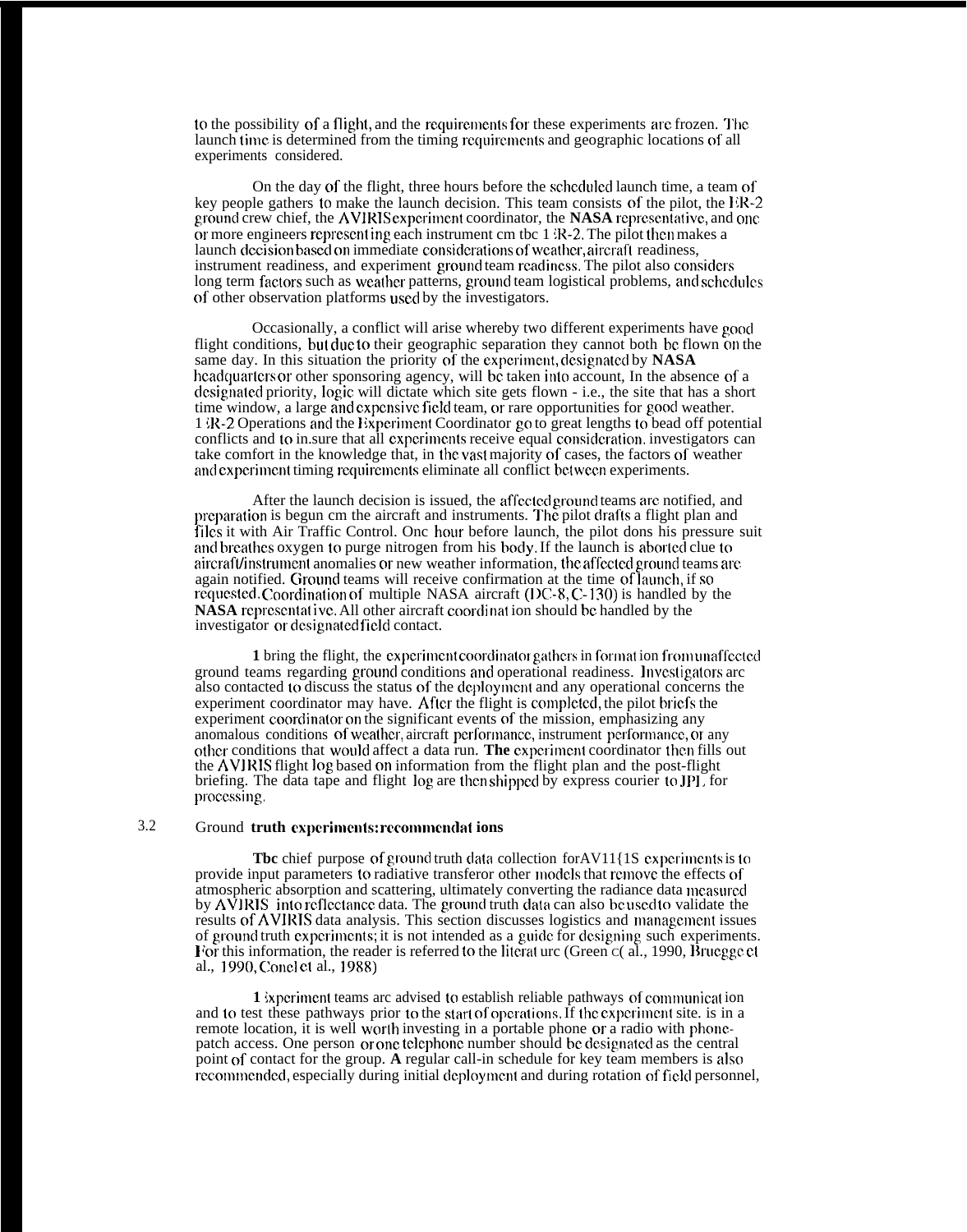to the possibility of a flight, and the requirements for these experiments are frozen. The launch time is determined from the timing requirements and geographic locations of all experiments considered.

On the day of the flight, three hours before the scheduled launch time, a team of key people gathers to make the launch decision. This team consists of the pilot, the ER-2 ground crew chief, the AVIRIS experiment coordinator, the **NASA** representative, and one or more engineers representing each instrument cm tbc 1 ER-2. The pilot then makes a launch decision based on immediate considerations of weather, aircraft readiness, instrument readiness, and experiment ground team readiness. The pilot also considers long term factors such as weather patterns, ground team logistical problems, and schedules of other observation platforms used by the investigators.

Occasionally, a conflict will arise whereby two different experiments have good flight conditions, but due to their geographic separation they cannot both be flown on the same day. In this situation the priority of the experiment, designated by **NASA** headquarters or other sponsoring agency, will be taken into account, In the absence of a designated priority, logic will dictate which site gets flown - i.e., the site that has a short time window, a large and expensive field team, or rare opportunities for good weather. 1 ER-2 Operations and the Experiment Coordinator go to great lengths to bead off potential conflicts and to in.sure that all experiments receive equal consideration. investigators can take comfort in the knowledge that, in the vast majority of cases, the factors of weather and experiment timing requirements eliminate all conflict between experiments.

After the launch decision is issued, the affected ground teams are notified, and preparation is begun cm the aircraft and instruments. The pilot drafts a flight plan and files it with Air Traffic Control. Onc hour before launch, the pilot dons his pressure suit and breathes oxygen to purge nitrogen from his body. If the launch is aborted clue to aircraft/instrument anomalies or new weather information, the affected ground teams are again notified. Ground teams will receive confirmation at the time of launch, if so requested. Coordination of multiple NASA aircraft (DC-8, C-130) is handled by the **NASA** representative. All other aircraft coordination should be handled by the investigator or designated field contact.

**1** bring the flight, the experiment coordinator gathers information from unaffected ground teams regarding ground conditions and operational readiness. Investigators are also contacted to discuss the status of the deployment and any operational concerns the experiment coordinator may have. After the flight is completed, the pilot briefs the experiment coordinator on the significant events of the mission, emphasizing any anomalous conditions of weather, aircraft performance, instrument performance, or any other conditions that would affect a data run. **The** experiment coordinator then fills out the AVIRIS flight log based on information from the flight plan and the post-flight briefing. The data tape and flight log are then shipped by express courier to JPL for processing.

## 3.2 Ground **truth experiments: recommendations**

**Tbc** chief purpose of ground truth data collection for AVIRIS experiments is to provide input parameters to radiative transfer or other models that remove the effects of atmospheric absorption and scattering, ultimately converting the radiance data measured by AVIRIS into reflectance data. The ground truth data can also be used to validate the results of AVIRIS data analysis. This section discusses logistics and management issues of ground truth experiments; it is not intended as a guide for designing such experiments. For this information, the reader is referred to the literature (Green et al., 1990, Bruegge et al., 1990, Conel et al., 1988)

**1** Experiment teams are advised to establish reliable pathways of communication and to test these pathways prior to the start of operations. If the experiment site. is in a remote location, it is well worth investing in a portable phone or a radio with phone-patch access. One person or one telephone number should be designated as the central point of contact for the group. **A** regular call-in schedule for key team members is also recommended, especially during initial deployment and during rotation of field personnel,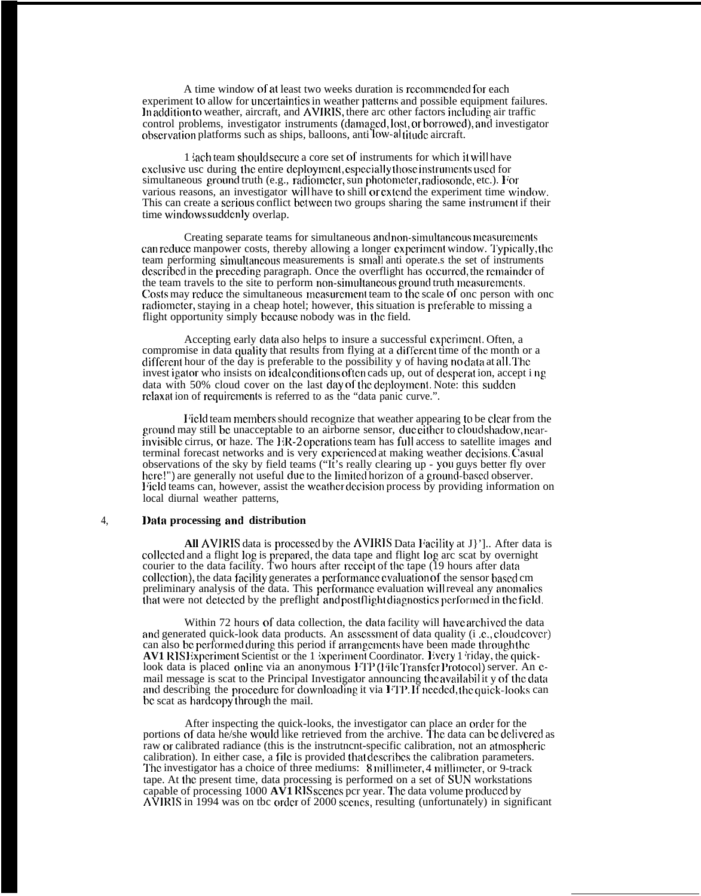A time window of at least two weeks duration is recommended for each experiment to allow for uncertainties in weather patterns and possible equipment failures. In addition to weather, aircraft, and AVIRIS, there are other factors including air traffic control problems, investigator instruments (damaged, lost, or borrowed), and investigator observation platforms such as ships, balloons, anti low-altitude aircraft.

Each team should secure a core set of instruments for which it will have exclusive use during the entire deployment, especially those instruments used for simultaneous ground truth (e.g., radiometer, sun photometer, radiosonde, etc.). For various reasons, an investigator will have to shill or extend the experiment time window. This can create a serious conflict between two groups sharing the same instrument if their time windows suddenly overlap.

Creating separate teams for simultaneous and non-simultaneous measurements can reduce manpower costs, thereby allowing a longer experiment window. Typically, the team performing simultaneous measurements is small anti operate.s the set of instruments described in the preceding paragraph. Once the overflight has occurred, the remainder of the team travels to the site to perform non-simultaneous ground truth measurements. Costs may reduce the simultaneous measurement team to the scale of one person with one radiometer, staying in a cheap hotel; however, this situation is preferable to missing a flight opportunity simply because nobody was in the field.

Accepting early data also helps to insure a successful experiment. Often, a compromise in data quality that results from flying at a different time of the month or a different hour of the day is preferable to the possibility y of having no data at all. The invest igator who insists on ideal conditions often cads up, out of desperat ion, accept i ng data with 50% cloud cover on the last day of the deployment. Note: this sudden relaxat ion of requirements is referred to as the "data panic curve.".

Field team members should recognize that weather appearing to be clear from the ground may still be unacceptable to an airborne sensor, due either to cloud shadow, near-invisible cirrus, or haze. The ER-2 operations team has full access to satellite images and terminal forecast networks and is very experienced at making weather decisions. Casual observations of the sky by field teams ("It's really clearing up - you guys better fly over here!") are generally not useful due to the limited horizon of a ground-based observer. Field teams can, however, assist the weather decision process by providing information on local diurnal weather patterns,

## 4, Data processing and distribution

**All** AVIRIS data is processed by the AVIRIS Data Facility at J}'].. After data is collected and a flight log is prepared, the data tape and flight log arc scat by overnight courier to the data facility. Two hours after receipt of the tape (19 hours after data collection), the data facility generates a performance evaluation of the sensor based cm preliminary analysis of the data. This performance evaluation will reveal any anomalies that were not detected by the preflight and postflight diagnostics performed in the field.

Within 72 hours of data collection, the data facility will have archived the data and generated quick-look data products. An assessment of data quality (i .e., cloud cover) can also be performed during this period if arrangements have been made through the **AVIRIS** Experiment Scientist or the Experiment Coordinator. Every Friday, the quick-look data is placed online via an anonymous FTP (File Transfer Protocol) server. An e-mail message is scat to the Principal Investigator announcing the availabil it y of the data and describing the procedure for downloading it via FTP. If needed, the quick-looks can be scat as hardcopy through the mail.

After inspecting the quick-looks, the investigator can place an order for the portions of data he/she would like retrieved from the archive. The data can be delivered as raw or calibrated radiance (this is the instrutncnt-specific calibration, not an atmospheric calibration). In either case, a file is provided that describes the calibration parameters. The investigator has a choice of three mediums: 8 millimeter, 4 millimeter, or 9-track tape. At the present time, data processing is performed on a set of SUN workstations capable of processing 1000 **AVIRIS** scenes pcr year. The data volume produced by AVIRIS in 1994 was on tbc order of 2000 scenes, resulting (unfortunately) in significant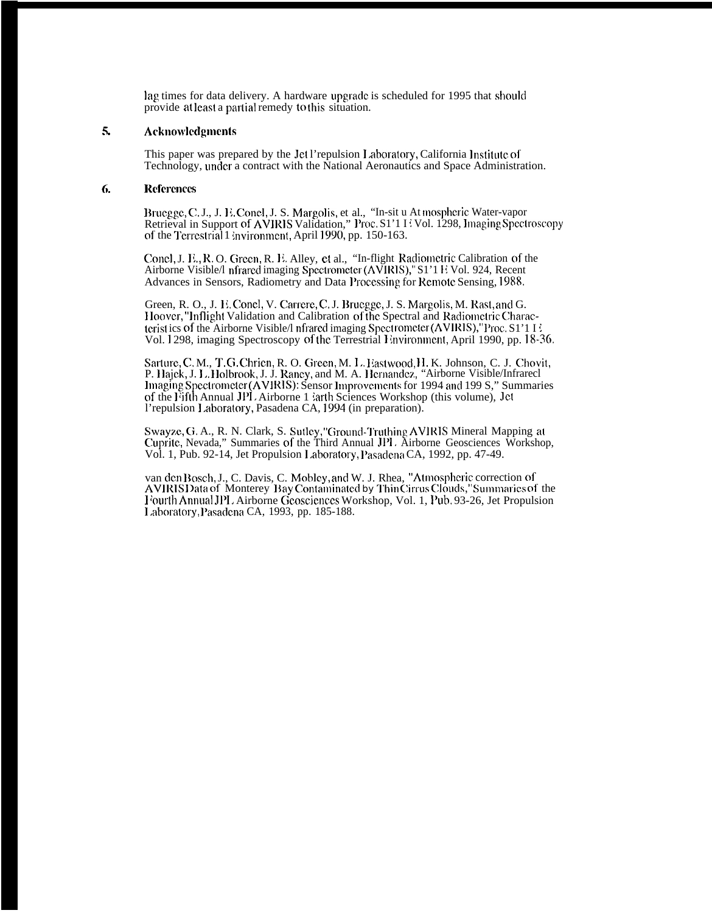lag times for data delivery. A hardware upgrade is scheduled for 1995 that should provide at least a partial remedy to this situation.

## 5. Acknowledgments

This paper was prepared by the Jet Propulsion Laboratory, California Institute of Technology, under a contract with the National Aeronautics and Space Administration.

## 6. References

Bruegge, C. J., J. E. Conel, J. S. Margolis, et al., "In-situ Atmospheric Water-vapor Retrieval in Support of AVIRIS Validation," Proc. SPIE Vol. 1298, Imaging Spectroscopy of the Terrestrial Environment, April 1990, pp. 150-163.

Conel, J. E., R. O. Green, R. E. Alley, et al., "In-flight Radiometric Calibration of the Airborne Visible/Infrared imaging Spectrometer (AVIRIS)," SPIE Vol. 924, Recent Advances in Sensors, Radiometry and Data Processing for Remote Sensing, 1988.

Green, R. O., J. E. Conel, V. Carrere, C. J. Bruegge, J. S. Margolis, M. Rast, and G. Hoover, "Inflight Validation and Calibration of the Spectral and Radiometric Characteristics of the Airborne Visible/Infrared imaging Spectrometer (AVIRIS)," Proc. SPIE Vol. 1298, imaging Spectroscopy of the Terrestrial Environment, April 1990, pp. 18-36.

Sarture, C. M., T. G. Chrien, R. O. Green, M. L. Eastwood, H. K. Johnson, C. J. Chovit, P. Hajek, J. L. Holbrook, J. J. Raney, and M. A. Hernandez, "Airborne Visible/Infrared Imaging Spectrometer (AVIRIS): Sensor Improvements for 1994 and 1995," Summaries of the Fifth Annual JPL Airborne Earth Sciences Workshop (this volume), Jet Propulsion Laboratory, Pasadena CA, 1994 (in preparation).

Swayze, G. A., R. N. Clark, S. Sutley, "Ground-Truthing AVIRIS Mineral Mapping at Cuprite, Nevada," Summaries of the Third Annual JPL Airborne Geosciences Workshop, Vol. 1, Pub. 92-14, Jet Propulsion Laboratory, Pasadena CA, 1992, pp. 47-49.

van den Bosch, J., C. Davis, C. Mobley, and W. J. Rhea, "Atmospheric correction of AVIRIS Data of Monterey Bay Contaminated by Thin Cirrus Clouds," Summaries of the Fourth Annual JPL Airborne Geosciences Workshop, Vol. 1, Pub. 93-26, Jet Propulsion Laboratory, Pasadena CA, 1993, pp. 185-188.